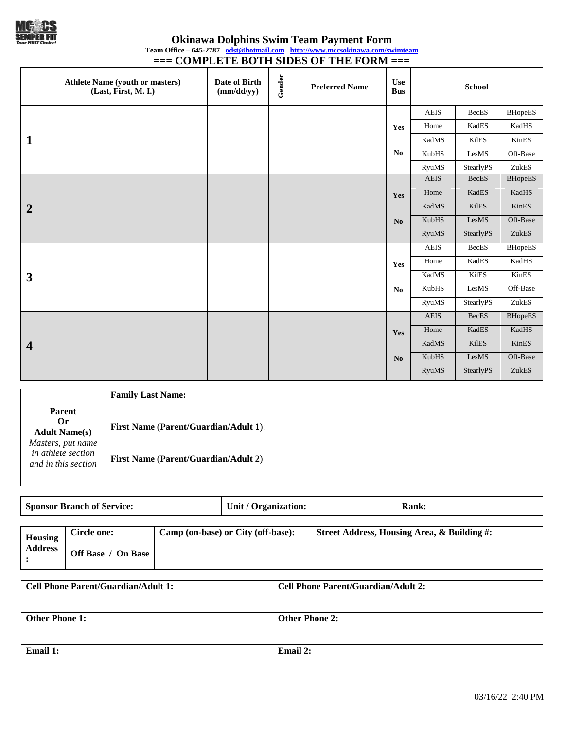# Okinawa Dolphins Swim Team Payment Form

**Team Office – 645-2787** odst@hotmail.com http://www.mccsokinawa.com/swimteam

**=== COMPLETE BOTH SIDES OF THE FORM ===**

| | Athlete Name (youth or masters) (Last, First, M. I.) | Date of Birth (mm/dd/yy) | Gender | Preferred Name | Use Bus | School | | |
|---|---|---|---|---|---|---|---|---|
| 1 | | | | | Yes / No | AEIS | BecES | BHopeES |
| | | | | | | Home | KadES | KadHS |
| | | | | | | KadMS | KilES | KinES |
| | | | | | | KubHS | LesMS | Off-Base |
| | | | | | | RyuMS | StearlyPS | ZukES |
| 2 | | | | | Yes / No | AEIS | BecES | BHopeES |
| | | | | | | Home | KadES | KadHS |
| | | | | | | KadMS | KilES | KinES |
| | | | | | | KubHS | LesMS | Off-Base |
| | | | | | | RyuMS | StearlyPS | ZukES |
| 3 | | | | | Yes / No | AEIS | BecES | BHopeES |
| | | | | | | Home | KadES | KadHS |
| | | | | | | KadMS | KilES | KinES |
| | | | | | | KubHS | LesMS | Off-Base |
| | | | | | | RyuMS | StearlyPS | ZukES |
| 4 | | | | | Yes / No | AEIS | BecES | BHopeES |
| | | | | | | Home | KadES | KadHS |
| | | | | | | KadMS | KilES | KinES |
| | | | | | | KubHS | LesMS | Off-Base |
| | | | | | | RyuMS | StearlyPS | ZukES |

| **Parent Or Adult Name(s)** *Masters, put name in athlete section and in this section* | |
|---|---|
| | **Family Last Name:** |
| | **First Name (Parent/Guardian/Adult 1):** |
| | **First Name (Parent/Guardian/Adult 2)** |

| **Sponsor Branch of Service:** | **Unit / Organization:** | **Rank:** |
|---|---|---|

| **Housing Address:** | **Circle one:** Off Base / On Base | **Camp (on-base) or City (off-base):** | **Street Address, Housing Area, & Building #:** |
|---|---|---|---|

| **Cell Phone Parent/Guardian/Adult 1:** | **Cell Phone Parent/Guardian/Adult 2:** |
|---|---|
| **Other Phone 1:** | **Other Phone 2:** |
| **Email 1:** | **Email 2:** |

03/16/22 2:40 PM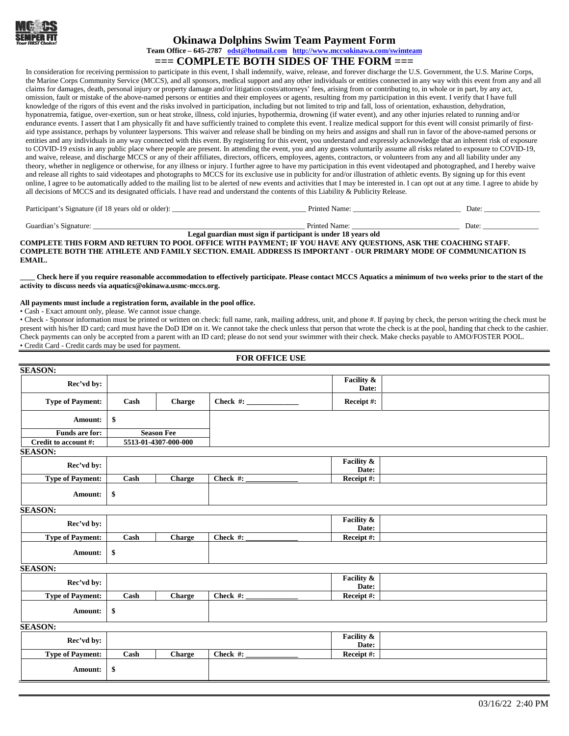# Okinawa Dolphins Swim Team Payment Form

**Team Office – 645-2787 odst@hotmail.com http://www.mccsokinawa.com/swimteam**

## === COMPLETE BOTH SIDES OF THE FORM ===

In consideration for receiving permission to participate in this event, I shall indemnify, waive, release, and forever discharge the U.S. Government, the U.S. Marine Corps, the Marine Corps Community Service (MCCS), and all sponsors, medical support and any other individuals or entities connected in any way with this event from any and all claims for damages, death, personal injury or property damage and/or litigation costs/attorneys' fees, arising from or contributing to, in whole or in part, by any act, omission, fault or mistake of the above-named persons or entities and their employees or agents, resulting from my participation in this event. I verify that I have full knowledge of the rigors of this event and the risks involved in participation, including but not limited to trip and fall, loss of orientation, exhaustion, dehydration, hyponatremia, fatigue, over-exertion, sun or heat stroke, illness, cold injuries, hypothermia, drowning (if water event), and any other injuries related to running and/or endurance events. I assert that I am physically fit and have sufficiently trained to complete this event. I realize medical support for this event will consist primarily of first-aid type assistance, perhaps by volunteer laypersons. This waiver and release shall be binding on my heirs and assigns and shall run in favor of the above-named persons or entities and any individuals in any way connected with this event. By registering for this event, you understand and expressly acknowledge that an inherent risk of exposure to COVID-19 exists in any public place where people are present. In attending the event, you and any guests voluntarily assume all risks related to exposure to COVID-19, and waive, release, and discharge MCCS or any of their affiliates, directors, officers, employees, agents, contractors, or volunteers from any and all liability under any theory, whether in negligence or otherwise, for any illness or injury. I further agree to have my participation in this event videotaped and photographed, and I hereby waive and release all rights to said videotapes and photographs to MCCS for its exclusive use in publicity for and/or illustration of athletic events. By signing up for this event online, I agree to be automatically added to the mailing list to be alerted of new events and activities that I may be interested in. I can opt out at any time. I agree to abide by all decisions of MCCS and its designated officials. I have read and understand the contents of this Liability & Publicity Release.

Participant's Signature (if 18 years old or older): ___________________________________ Printed Name: ____________________________ Date: _______________

Guardian's Signature: ___________________________________ Printed Name: ____________________________ Date: _______________

**Legal guardian must sign if participant is under 18 years old**

**COMPLETE THIS FORM AND RETURN TO POOL OFFICE WITH PAYMENT; IF YOU HAVE ANY QUESTIONS, ASK THE COACHING STAFF. COMPLETE BOTH THE ATHLETE AND FAMILY SECTION. EMAIL ADDRESS IS IMPORTANT - OUR PRIMARY MODE OF COMMUNICATION IS EMAIL.**

**____ Check here if you require reasonable accommodation to effectively participate. Please contact MCCS Aquatics a minimum of two weeks prior to the start of the activity to discuss needs via aquatics@okinawa.usmc-mccs.org.**

**All payments must include a registration form, available in the pool office.**

- Cash - Exact amount only, please. We cannot issue change.
- Check - Sponsor information must be printed or written on check: full name, rank, mailing address, unit, and phone #. If paying by check, the person writing the check must be present with his/her ID card; card must have the DoD ID# on it. We cannot take the check unless that person that wrote the check is at the pool, handing that check to the cashier. Check payments can only be accepted from a parent with an ID card; please do not send your swimmer with their check. Make checks payable to AMO/FOSTER POOL.
- Credit Card - Credit cards may be used for payment.

### FOR OFFICE USE

**SEASON:**

| | | | | | |
|---|---|---|---|---|---|
| **Rec'vd by:** | | | | **Facility & Date:** | |
| **Type of Payment:** | **Cash** | **Charge** | **Check #:** _____________ | **Receipt #:** | |
| **Amount:** | $ | | | | |
| **Funds are for:** | **Season Fee** | | | | |
| **Credit to account #:** | **5513-01-4307-000-000** | | | | |

**SEASON:**

| | | | | | |
|---|---|---|---|---|---|
| **Rec'vd by:** | | | | **Facility & Date:** | |
| **Type of Payment:** | **Cash** | **Charge** | **Check #:** _____________ | **Receipt #:** | |
| **Amount:** | $ | | | | |

**SEASON:**

| | | | | | |
|---|---|---|---|---|---|
| **Rec'vd by:** | | | | **Facility & Date:** | |
| **Type of Payment:** | **Cash** | **Charge** | **Check #:** _____________ | **Receipt #:** | |
| **Amount:** | $ | | | | |

**SEASON:**

| | | | | | |
|---|---|---|---|---|---|
| **Rec'vd by:** | | | | **Facility & Date:** | |
| **Type of Payment:** | **Cash** | **Charge** | **Check #:** _____________ | **Receipt #:** | |
| **Amount:** | $ | | | | |

**SEASON:**

| | | | | | |
|---|---|---|---|---|---|
| **Rec'vd by:** | | | | **Facility & Date:** | |
| **Type of Payment:** | **Cash** | **Charge** | **Check #:** _____________ | **Receipt #:** | |
| **Amount:** | $ | | | | |

03/16/22 2:40 PM